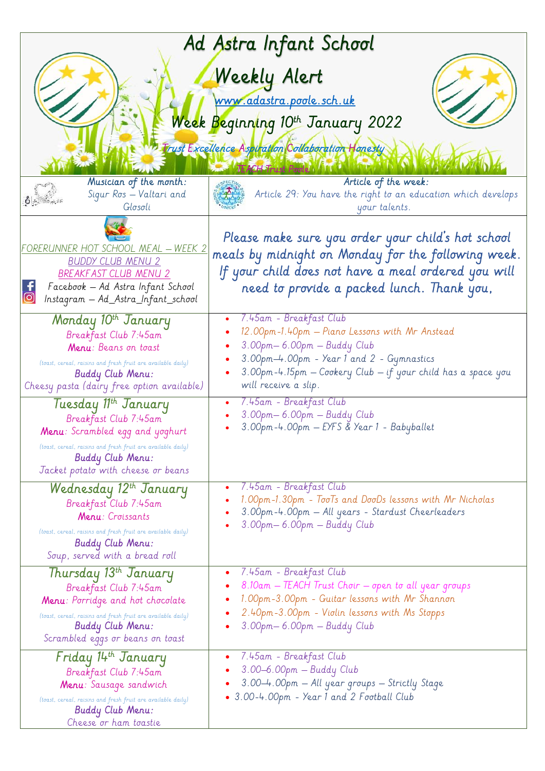# Ad Astra Infant School

## Weekly Alert

www.adastra.poole.sch.uk

### Week Beginning 10th January 2022

Trust Excellence Aspiration Collaboration Honesty

TEACH Trust Poole

| Musician of the month: Sigur Ros – Valtari and Glosoli | Article of the week: Article 29: You have the right to an education which develops your talents. |
|---|---|
| FORERUNNER HOT SCHOOL MEAL – WEEK 2<br>BUDDY CLUB MENU 2<br>BREAKFAST CLUB MENU 2<br>Facebook – Ad Astra Infant School<br>Instagram – Ad_Astra_Infant_school | Please make sure you order your child's hot school meals by midnight on Monday for the following week. If your child does not have a meal ordered you will need to provide a packed lunch. Thank you, |
| **Monday 10th January**<br>Breakfast Club 7:45am<br>**Menu**: Beans on toast<br>(toast, cereal, raisins and fresh fruit are available daily)<br>**Buddy Club Menu:**<br>Cheesy pasta (dairy free option available) | • 7.45am - Breakfast Club<br>• 12.00pm-1.40pm – Piano Lessons with Mr Anstead<br>• 3.00pm– 6.00pm – Buddy Club<br>• 3.00pm–4.00pm - Year 1 and 2 - Gymnastics<br>• 3.00pm-4.15pm – Cookery Club – if your child has a space you will receive a slip. |
| **Tuesday 11th January**<br>Breakfast Club 7:45am<br>**Menu**: Scrambled egg and yoghurt<br>(toast, cereal, raisins and fresh fruit are available daily)<br>**Buddy Club Menu:**<br>Jacket potato with cheese or beans | • 7.45am - Breakfast Club<br>• 3.00pm– 6.00pm – Buddy Club<br>• 3.00pm-4.00pm – EYFS & Year 1 - Babyballet |
| **Wednesday 12th January**<br>Breakfast Club 7:45am<br>**Menu**: Croissants<br>(toast, cereal, raisins and fresh fruit are available daily)<br>**Buddy Club Menu:**<br>Soup, served with a bread roll | • 7.45am - Breakfast Club<br>• 1.00pm-1.30pm - TooTs and DooDs lessons with Mr Nicholas<br>• 3.00pm-4.00pm – All years - Stardust Cheerleaders<br>• 3.00pm– 6.00pm – Buddy Club |
| **Thursday 13th January**<br>Breakfast Club 7:45am<br>**Menu**: Porridge and hot chocolate<br>(toast, cereal, raisins and fresh fruit are available daily)<br>**Buddy Club Menu:**<br>Scrambled eggs or beans on toast | • 7.45am - Breakfast Club<br>• 8.10am – TEACH Trust Choir – open to all year groups<br>• 1.00pm-3.00pm - Guitar lessons with Mr Shannon<br>• 2.40pm-3.00pm - Violin lessons with Ms Stopps<br>• 3.00pm– 6.00pm – Buddy Club |
| **Friday 14th January**<br>Breakfast Club 7:45am<br>**Menu**: Sausage sandwich<br>(toast, cereal, raisins and fresh fruit are available daily)<br>**Buddy Club Menu:**<br>Cheese or ham toastie | • 7.45am - Breakfast Club<br>• 3.00–6.00pm – Buddy Club<br>• 3.00–4.00pm – All year groups – Strictly Stage<br>• 3.00-4.00pm - Year 1 and 2 Football Club |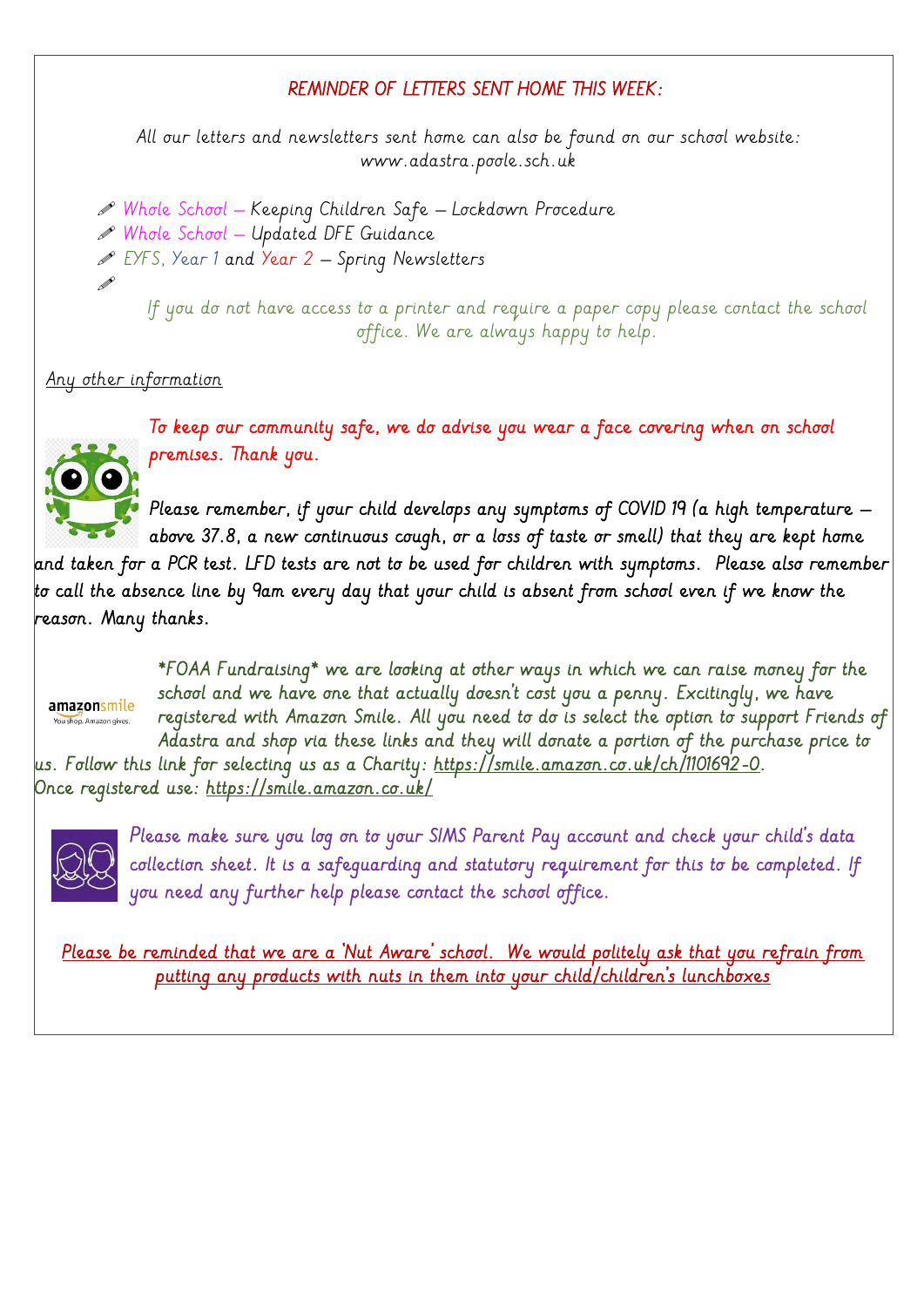## REMINDER OF LETTERS SENT HOME THIS WEEK:

All our letters and newsletters sent home can also be found on our school website: www.adastra.poole.sch.uk

- Whole School – Keeping Children Safe – Lockdown Procedure
- Whole School – Updated DFE Guidance
- EYFS, Year 1 and Year 2 – Spring Newsletters
- 

If you do not have access to a printer and require a paper copy please contact the school office. We are always happy to help.

<u>Any other information</u>

To keep our community safe, we do advise you wear a face covering when on school premises. Thank you.

Please remember, if your child develops any symptoms of COVID 19 (a high temperature – above 37.8, a new continuous cough, or a loss of taste or smell) that they are kept home and taken for a PCR test. LFD tests are not to be used for children with symptoms. Please also remember to call the absence line by 9am every day that your child is absent from school even if we know the reason. Many thanks.

*FOAA Fundraising* we are looking at other ways in which we can raise money for the school and we have one that actually doesn't cost you a penny. Excitingly, we have registered with Amazon Smile. All you need to do is select the option to support Friends of Adastra and shop via these links and they will donate a portion of the purchase price to us. Follow this link for selecting us as a Charity: https://smile.amazon.co.uk/ch/1101692-0.
Once registered use: https://smile.amazon.co.uk/

Please make sure you log on to your SIMS Parent Pay account and check your child's data collection sheet. It is a safeguarding and statutory requirement for this to be completed. If you need any further help please contact the school office.

<u>Please be reminded that we are a 'Nut Aware' school. We would politely ask that you refrain from putting any products with nuts in them into your child/children's lunchboxes</u>